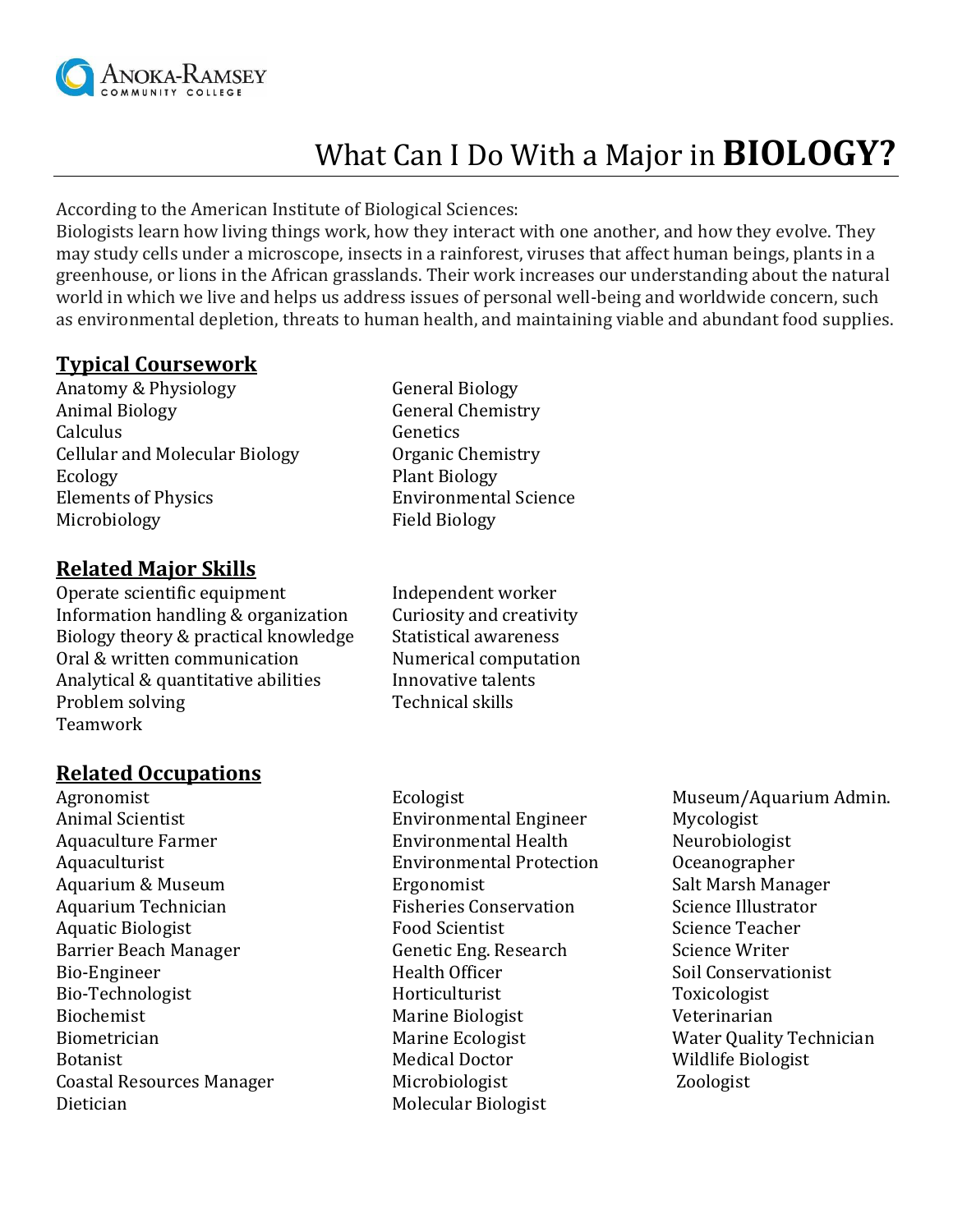Anoka-Ramsey Community College

# What Can I Do With a Major in **BIOLOGY?**

According to the American Institute of Biological Sciences:
Biologists learn how living things work, how they interact with one another, and how they evolve. They may study cells under a microscope, insects in a rainforest, viruses that affect human beings, plants in a greenhouse, or lions in the African grasslands. Their work increases our understanding about the natural world in which we live and helps us address issues of personal well-being and worldwide concern, such as environmental depletion, threats to human health, and maintaining viable and abundant food supplies.

## Typical Coursework

- Anatomy & Physiology
- Animal Biology
- Calculus
- Cellular and Molecular Biology
- Ecology
- Elements of Physics
- Microbiology
- General Biology
- General Chemistry
- Genetics
- Organic Chemistry
- Plant Biology
- Environmental Science
- Field Biology

## Related Major Skills

- Operate scientific equipment
- Information handling & organization
- Biology theory & practical knowledge
- Oral & written communication
- Analytical & quantitative abilities
- Problem solving
- Teamwork
- Independent worker
- Curiosity and creativity
- Statistical awareness
- Numerical computation
- Innovative talents
- Technical skills

## Related Occupations

- Agronomist
- Animal Scientist
- Aquaculture Farmer
- Aquaculturist
- Aquarium & Museum
- Aquarium Technician
- Aquatic Biologist
- Barrier Beach Manager
- Bio-Engineer
- Bio-Technologist
- Biochemist
- Biometrician
- Botanist
- Coastal Resources Manager
- Dietician
- Ecologist
- Environmental Engineer
- Environmental Health
- Environmental Protection
- Ergonomist
- Fisheries Conservation
- Food Scientist
- Genetic Eng. Research
- Health Officer
- Horticulturist
- Marine Biologist
- Marine Ecologist
- Medical Doctor
- Microbiologist
- Molecular Biologist
- Museum/Aquarium Admin.
- Mycologist
- Neurobiologist
- Oceanographer
- Salt Marsh Manager
- Science Illustrator
- Science Teacher
- Science Writer
- Soil Conservationist
- Toxicologist
- Veterinarian
- Water Quality Technician
- Wildlife Biologist
- Zoologist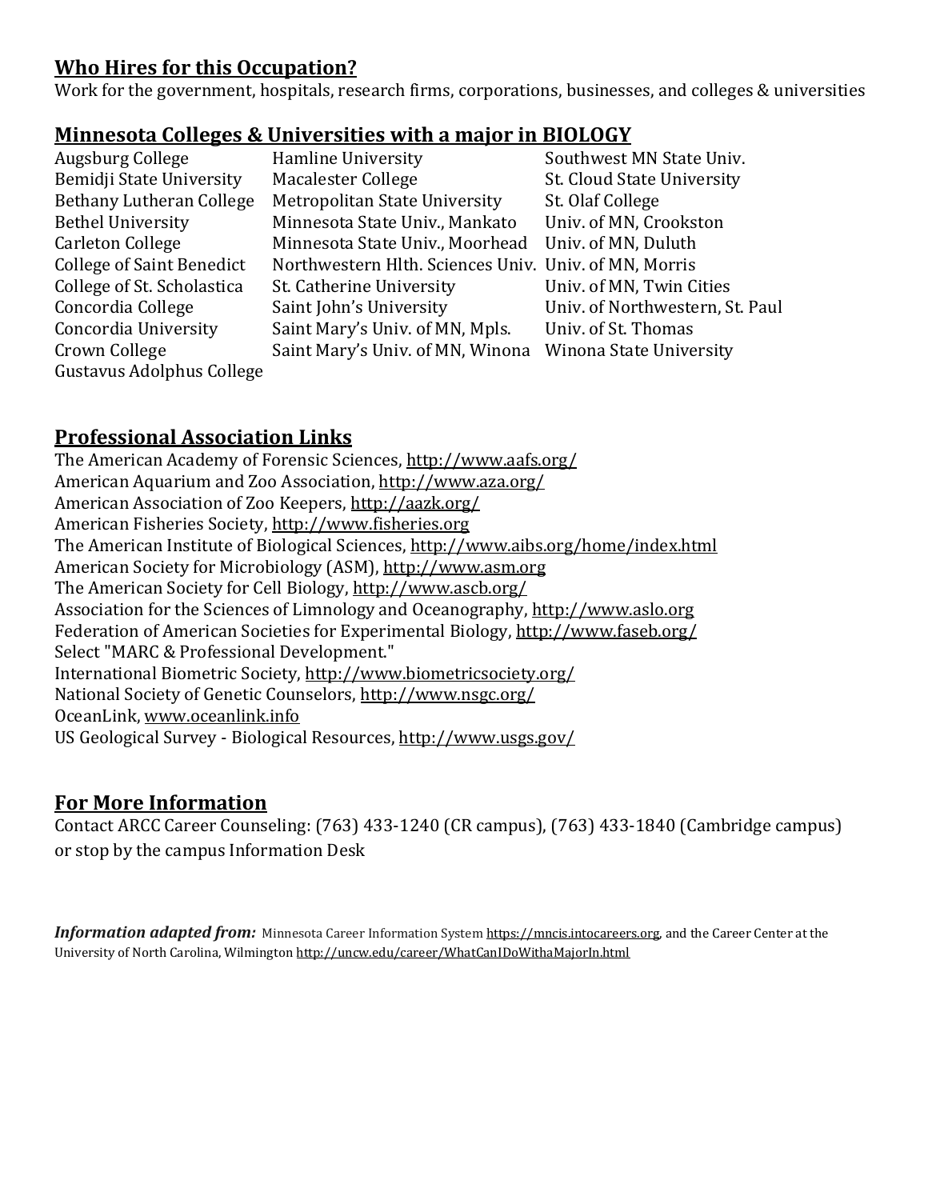## Who Hires for this Occupation?

Work for the government, hospitals, research firms, corporations, businesses, and colleges & universities

## Minnesota Colleges & Universities with a major in BIOLOGY

- Augsburg College
- Bemidji State University
- Bethany Lutheran College
- Bethel University
- Carleton College
- College of Saint Benedict
- College of St. Scholastica
- Concordia College
- Concordia University
- Crown College
- Gustavus Adolphus College
- Hamline University
- Macalester College
- Metropolitan State University
- Minnesota State Univ., Mankato
- Minnesota State Univ., Moorhead
- Northwestern Hlth. Sciences Univ.
- St. Catherine University
- Saint John's University
- Saint Mary's Univ. of MN, Mpls.
- Saint Mary's Univ. of MN, Winona
- Southwest MN State Univ.
- St. Cloud State University
- St. Olaf College
- Univ. of MN, Crookston
- Univ. of MN, Duluth
- Univ. of MN, Morris
- Univ. of MN, Twin Cities
- Univ. of Northwestern, St. Paul
- Univ. of St. Thomas
- Winona State University

## Professional Association Links

The American Academy of Forensic Sciences, http://www.aafs.org/
American Aquarium and Zoo Association, http://www.aza.org/
American Association of Zoo Keepers, http://aazk.org/
American Fisheries Society, http://www.fisheries.org
The American Institute of Biological Sciences, http://www.aibs.org/home/index.html
American Society for Microbiology (ASM), http://www.asm.org
The American Society for Cell Biology, http://www.ascb.org/
Association for the Sciences of Limnology and Oceanography, http://www.aslo.org
Federation of American Societies for Experimental Biology, http://www.faseb.org/
Select "MARC & Professional Development."
International Biometric Society, http://www.biometricsociety.org/
National Society of Genetic Counselors, http://www.nsgc.org/
OceanLink, www.oceanlink.info
US Geological Survey - Biological Resources, http://www.usgs.gov/

## For More Information

Contact ARCC Career Counseling: (763) 433-1240 (CR campus), (763) 433-1840 (Cambridge campus) or stop by the campus Information Desk

***Information adapted from:*** Minnesota Career Information System https://mncis.intocareers.org, and the Career Center at the University of North Carolina, Wilmington http://uncw.edu/career/WhatCanIDoWithaMajorIn.html